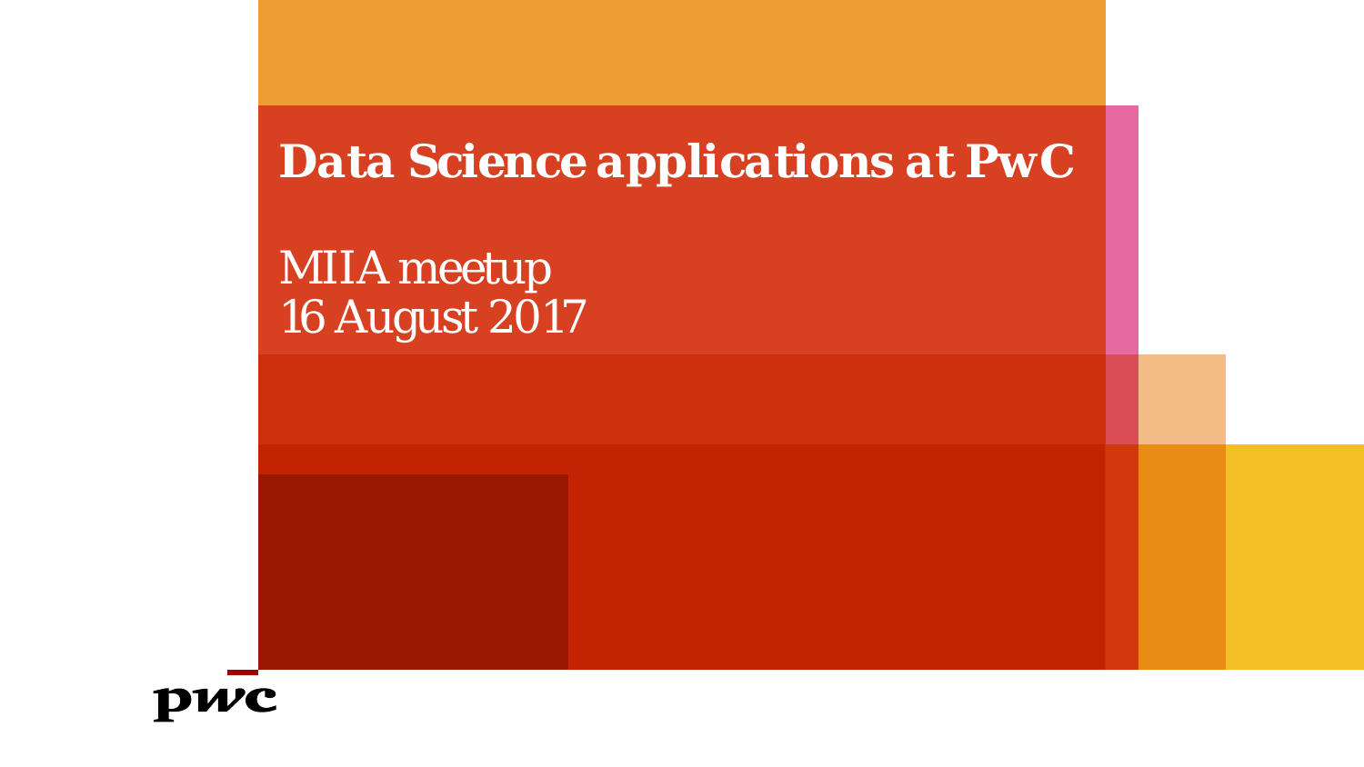# Data Science applications at PwC

MIIA meetup
16 August 2017

pwc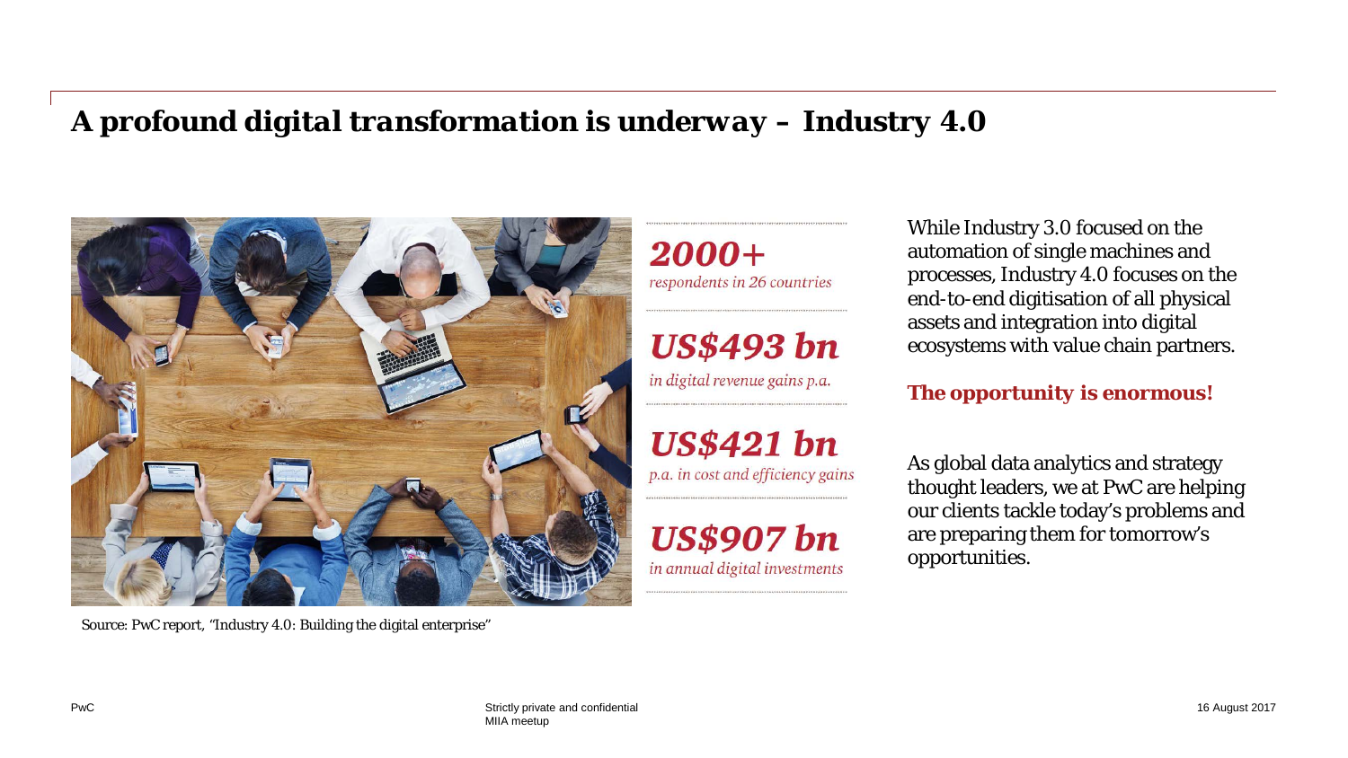# A profound digital transformation is underway – Industry 4.0

***2000+***
*respondents in 26 countries*

***US$493 bn***
*in digital revenue gains p.a.*

***US$421 bn***
*p.a. in cost and efficiency gains*

***US$907 bn***
*in annual digital investments*

Source: PwC report, "Industry 4.0: Building the digital enterprise"

While Industry 3.0 focused on the automation of single machines and processes, Industry 4.0 focuses on the end-to-end digitisation of all physical assets and integration into digital ecosystems with value chain partners.

**The opportunity is enormous!**

As global data analytics and strategy thought leaders, we at PwC are helping our clients tackle today's problems and are preparing them for tomorrow's opportunities.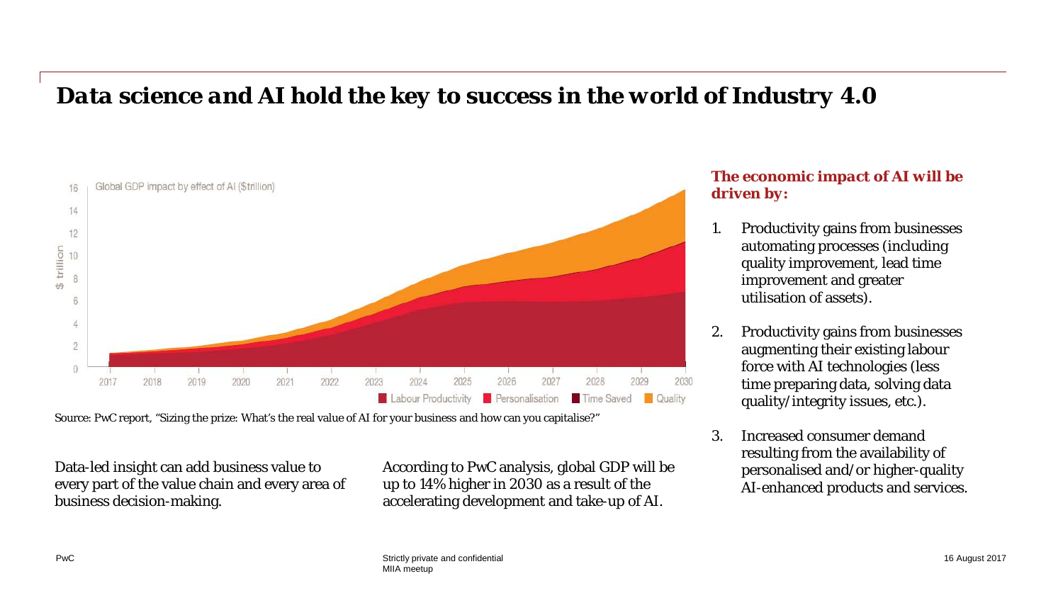# Data science and AI hold the key to success in the world of Industry 4.0

Source: PwC report, "Sizing the prize: What's the real value of AI for your business and how can you capitalise?"

Data-led insight can add business value to every part of the value chain and every area of business decision-making.

According to PwC analysis, global GDP will be up to 14% higher in 2030 as a result of the accelerating development and take-up of AI.

***The economic impact of AI will be driven by:***

1. Productivity gains from businesses automating processes (including quality improvement, lead time improvement and greater utilisation of assets).
2. Productivity gains from businesses augmenting their existing labour force with AI technologies (less time preparing data, solving data quality/integrity issues, etc.).
3. Increased consumer demand resulting from the availability of personalised and/or higher-quality AI-enhanced products and services.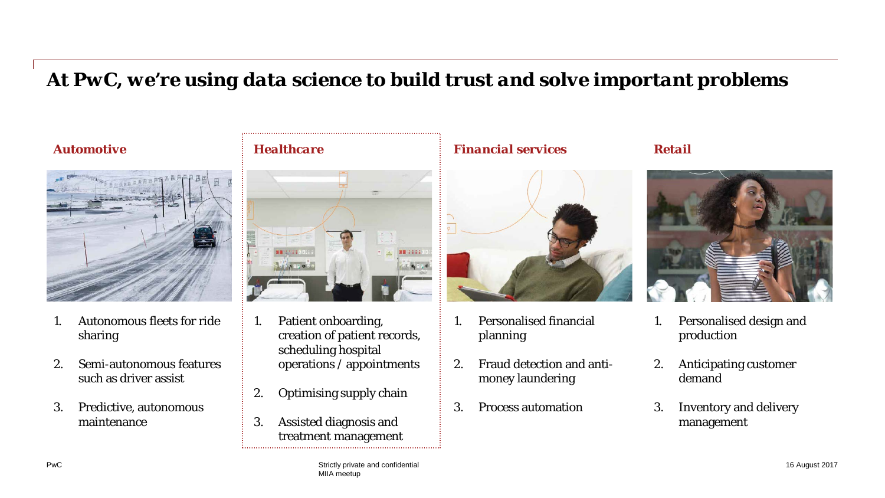# At PwC, we're using data science to build trust and solve important problems

### Automotive

1. Autonomous fleets for ride sharing
2. Semi-autonomous features such as driver assist
3. Predictive, autonomous maintenance

### Healthcare

1. Patient onboarding, creation of patient records, scheduling hospital operations / appointments
2. Optimising supply chain
3. Assisted diagnosis and treatment management

### Financial services

1. Personalised financial planning
2. Fraud detection and anti-money laundering
3. Process automation

### Retail

1. Personalised design and production
2. Anticipating customer demand
3. Inventory and delivery management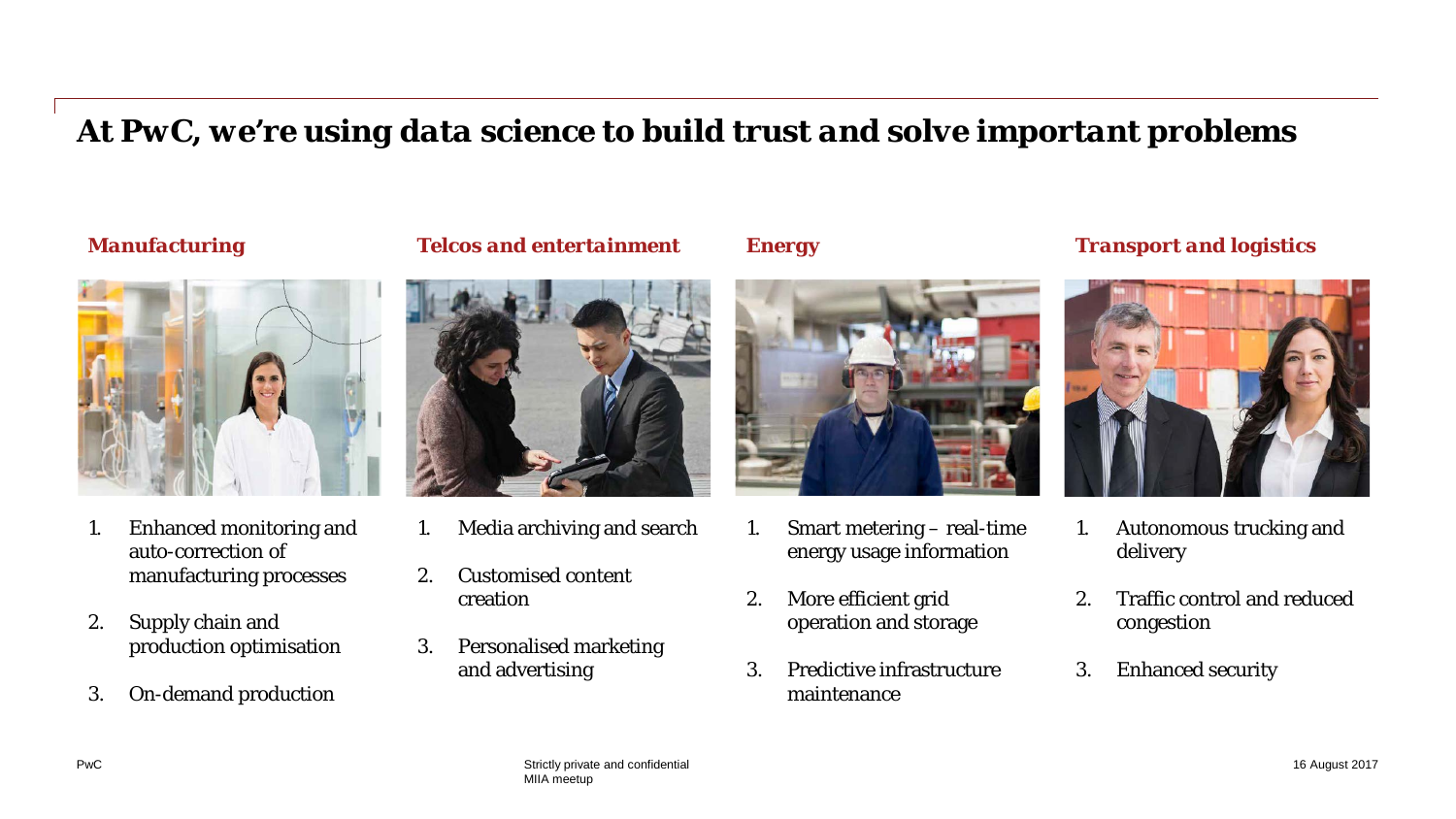# At PwC, we're using data science to build trust and solve important problems

### *Manufacturing*

1. Enhanced monitoring and auto-correction of manufacturing processes
2. Supply chain and production optimisation
3. On-demand production

### *Telcos and entertainment*

1. Media archiving and search
2. Customised content creation
3. Personalised marketing and advertising

### *Energy*

1. Smart metering – real-time energy usage information
2. More efficient grid operation and storage
3. Predictive infrastructure maintenance

### *Transport and logistics*

1. Autonomous trucking and delivery
2. Traffic control and reduced congestion
3. Enhanced security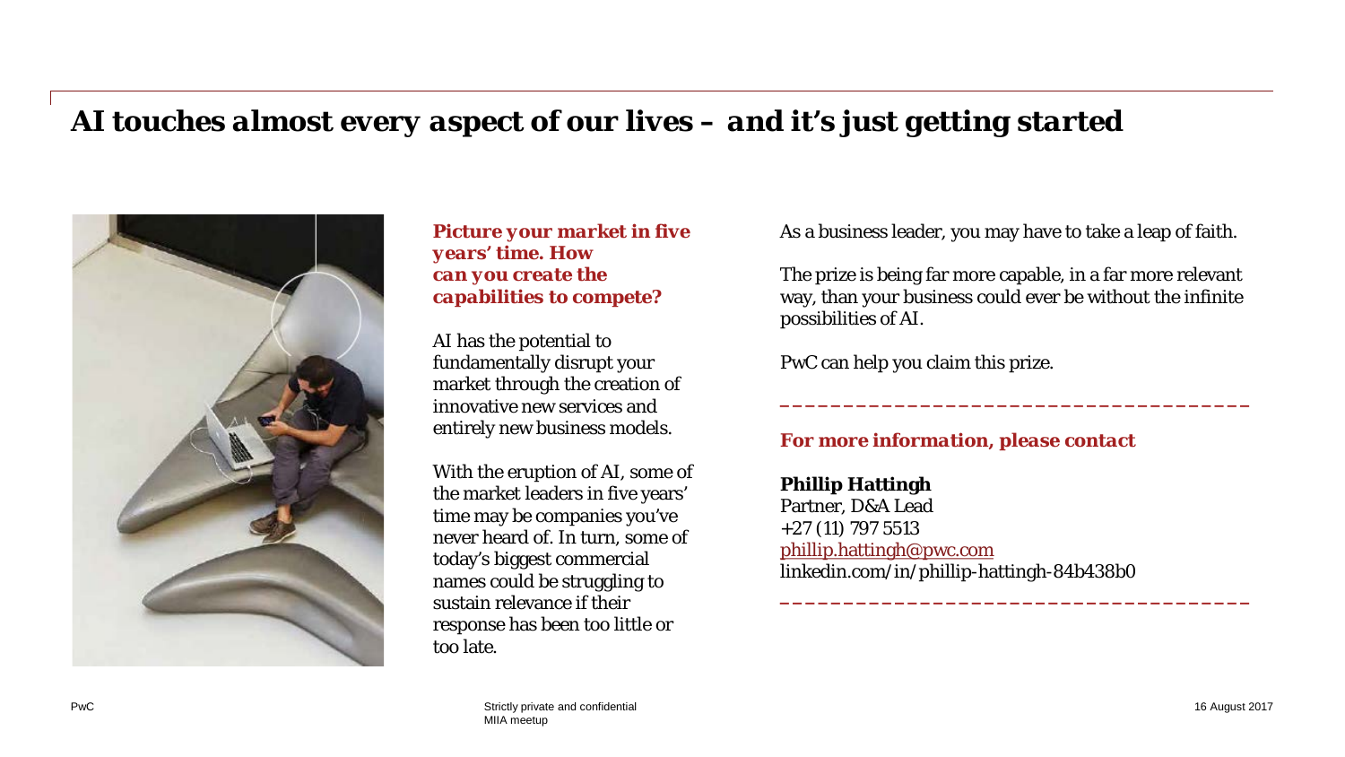# AI touches almost every aspect of our lives – and it's just getting started

***Picture your market in five years' time. How can you create the capabilities to compete?***

AI has the potential to fundamentally disrupt your market through the creation of innovative new services and entirely new business models.

With the eruption of AI, some of the market leaders in five years' time may be companies you've never heard of. In turn, some of today's biggest commercial names could be struggling to sustain relevance if their response has been too little or too late.

As a business leader, you may have to take a leap of faith.

The prize is being far more capable, in a far more relevant way, than your business could ever be without the infinite possibilities of AI.

PwC can help you claim this prize.

---

***For more information, please contact***

**Phillip Hattingh**
Partner, D&A Lead
+27 (11) 797 5513
[phillip.hattingh@pwc.com](mailto:phillip.hattingh@pwc.com)
linkedin.com/in/phillip-hattingh-84b438b0

---